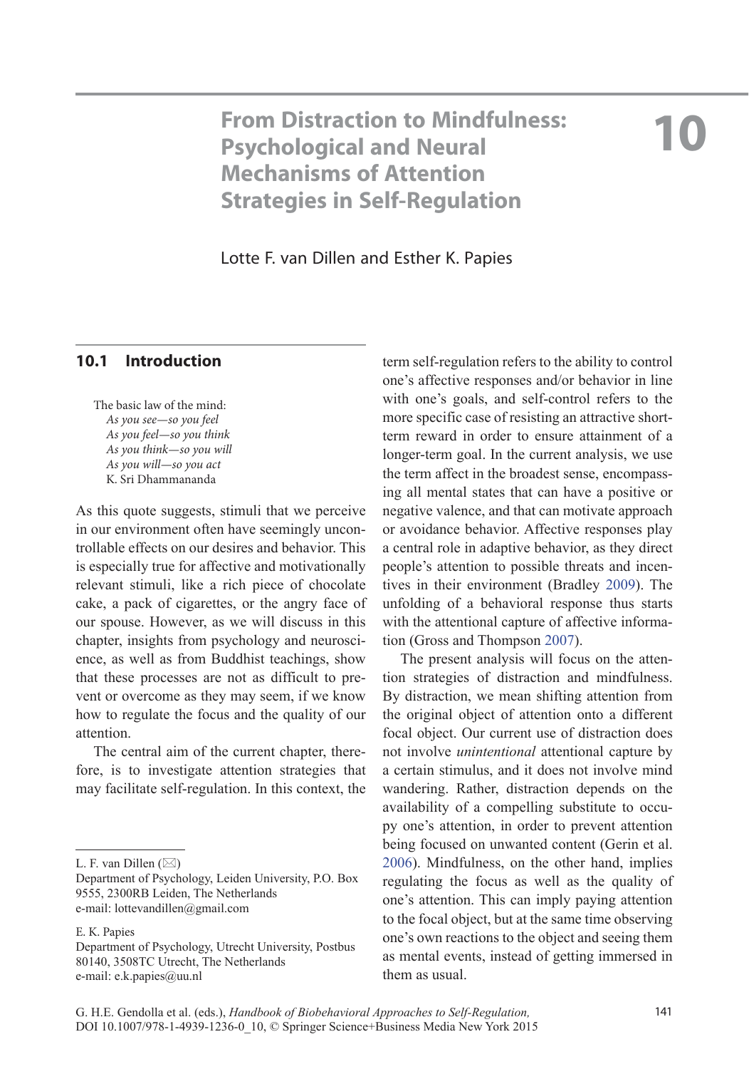# From Distraction to Mindfulness: Psychological and Neural Mechanisms of Attention Strategies in Self-Regulation

10

Lotte F. van Dillen and Esther K. Papies

## 10.1 Introduction

> The basic law of the mind:
> *As you see—so you feel*
> *As you feel—so you think*
> *As you think—so you will*
> *As you will—so you act*
> K. Sri Dhammananda

As this quote suggests, stimuli that we perceive in our environment often have seemingly uncontrollable effects on our desires and behavior. This is especially true for affective and motivationally relevant stimuli, like a rich piece of chocolate cake, a pack of cigarettes, or the angry face of our spouse. However, as we will discuss in this chapter, insights from psychology and neuroscience, as well as from Buddhist teachings, show that these processes are not as difficult to prevent or overcome as they may seem, if we know how to regulate the focus and the quality of our attention.

The central aim of the current chapter, therefore, is to investigate attention strategies that may facilitate self-regulation. In this context, the term self-regulation refers to the ability to control one's affective responses and/or behavior in line with one's goals, and self-control refers to the more specific case of resisting an attractive short-term reward in order to ensure attainment of a longer-term goal. In the current analysis, we use the term affect in the broadest sense, encompassing all mental states that can have a positive or negative valence, and that can motivate approach or avoidance behavior. Affective responses play a central role in adaptive behavior, as they direct people's attention to possible threats and incentives in their environment (Bradley 2009). The unfolding of a behavioral response thus starts with the attentional capture of affective information (Gross and Thompson 2007).

The present analysis will focus on the attention strategies of distraction and mindfulness. By distraction, we mean shifting attention from the original object of attention onto a different focal object. Our current use of distraction does not involve *unintentional* attentional capture by a certain stimulus, and it does not involve mind wandering. Rather, distraction depends on the availability of a compelling substitute to occupy one's attention, in order to prevent attention being focused on unwanted content (Gerin et al. 2006). Mindfulness, on the other hand, implies regulating the focus as well as the quality of one's attention. This can imply paying attention to the focal object, but at the same time observing one's own reactions to the object and seeing them as mental events, instead of getting immersed in them as usual.

---

L. F. van Dillen (✉)
Department of Psychology, Leiden University, P.O. Box 9555, 2300RB Leiden, The Netherlands
e-mail: lottevandillen@gmail.com

E. K. Papies
Department of Psychology, Utrecht University, Postbus 80140, 3508TC Utrecht, The Netherlands
e-mail: e.k.papies@uu.nl

G. H.E. Gendolla et al. (eds.), *Handbook of Biobehavioral Approaches to Self-Regulation*,
DOI 10.1007/978-1-4939-1236-0_10, © Springer Science+Business Media New York 2015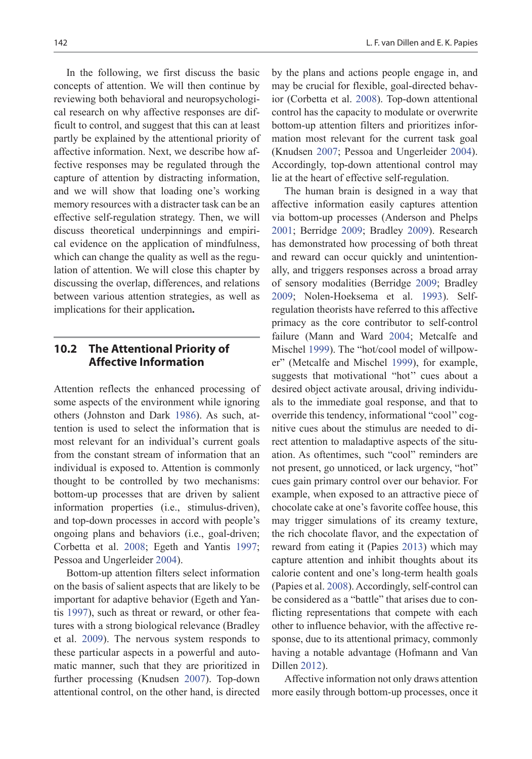In the following, we first discuss the basic concepts of attention. We will then continue by reviewing both behavioral and neuropsychological research on why affective responses are difficult to control, and suggest that this can at least partly be explained by the attentional priority of affective information. Next, we describe how affective responses may be regulated through the capture of attention by distracting information, and we will show that loading one's working memory resources with a distracter task can be an effective self-regulation strategy. Then, we will discuss theoretical underpinnings and empirical evidence on the application of mindfulness, which can change the quality as well as the regulation of attention. We will close this chapter by discussing the overlap, differences, and relations between various attention strategies, as well as implications for their application.

## 10.2 The Attentional Priority of Affective Information

Attention reflects the enhanced processing of some aspects of the environment while ignoring others (Johnston and Dark 1986). As such, attention is used to select the information that is most relevant for an individual's current goals from the constant stream of information that an individual is exposed to. Attention is commonly thought to be controlled by two mechanisms: bottom-up processes that are driven by salient information properties (i.e., stimulus-driven), and top-down processes in accord with people's ongoing plans and behaviors (i.e., goal-driven; Corbetta et al. 2008; Egeth and Yantis 1997; Pessoa and Ungerleider 2004).

Bottom-up attention filters select information on the basis of salient aspects that are likely to be important for adaptive behavior (Egeth and Yantis 1997), such as threat or reward, or other features with a strong biological relevance (Bradley et al. 2009). The nervous system responds to these particular aspects in a powerful and automatic manner, such that they are prioritized in further processing (Knudsen 2007). Top-down attentional control, on the other hand, is directed by the plans and actions people engage in, and may be crucial for flexible, goal-directed behavior (Corbetta et al. 2008). Top-down attentional control has the capacity to modulate or overwrite bottom-up attention filters and prioritizes information most relevant for the current task goal (Knudsen 2007; Pessoa and Ungerleider 2004). Accordingly, top-down attentional control may lie at the heart of effective self-regulation.

The human brain is designed in a way that affective information easily captures attention via bottom-up processes (Anderson and Phelps 2001; Berridge 2009; Bradley 2009). Research has demonstrated how processing of both threat and reward can occur quickly and unintentionally, and triggers responses across a broad array of sensory modalities (Berridge 2009; Bradley 2009; Nolen-Hoeksema et al. 1993). Self-regulation theorists have referred to this affective primacy as the core contributor to self-control failure (Mann and Ward 2004; Metcalfe and Mischel 1999). The "hot/cool model of willpower" (Metcalfe and Mischel 1999), for example, suggests that motivational "hot" cues about a desired object activate arousal, driving individuals to the immediate goal response, and that to override this tendency, informational "cool" cognitive cues about the stimulus are needed to direct attention to maladaptive aspects of the situation. As oftentimes, such "cool" reminders are not present, go unnoticed, or lack urgency, "hot" cues gain primary control over our behavior. For example, when exposed to an attractive piece of chocolate cake at one's favorite coffee house, this may trigger simulations of its creamy texture, the rich chocolate flavor, and the expectation of reward from eating it (Papies 2013) which may capture attention and inhibit thoughts about its calorie content and one's long-term health goals (Papies et al. 2008). Accordingly, self-control can be considered as a "battle" that arises due to conflicting representations that compete with each other to influence behavior, with the affective response, due to its attentional primacy, commonly having a notable advantage (Hofmann and Van Dillen 2012).

Affective information not only draws attention more easily through bottom-up processes, once it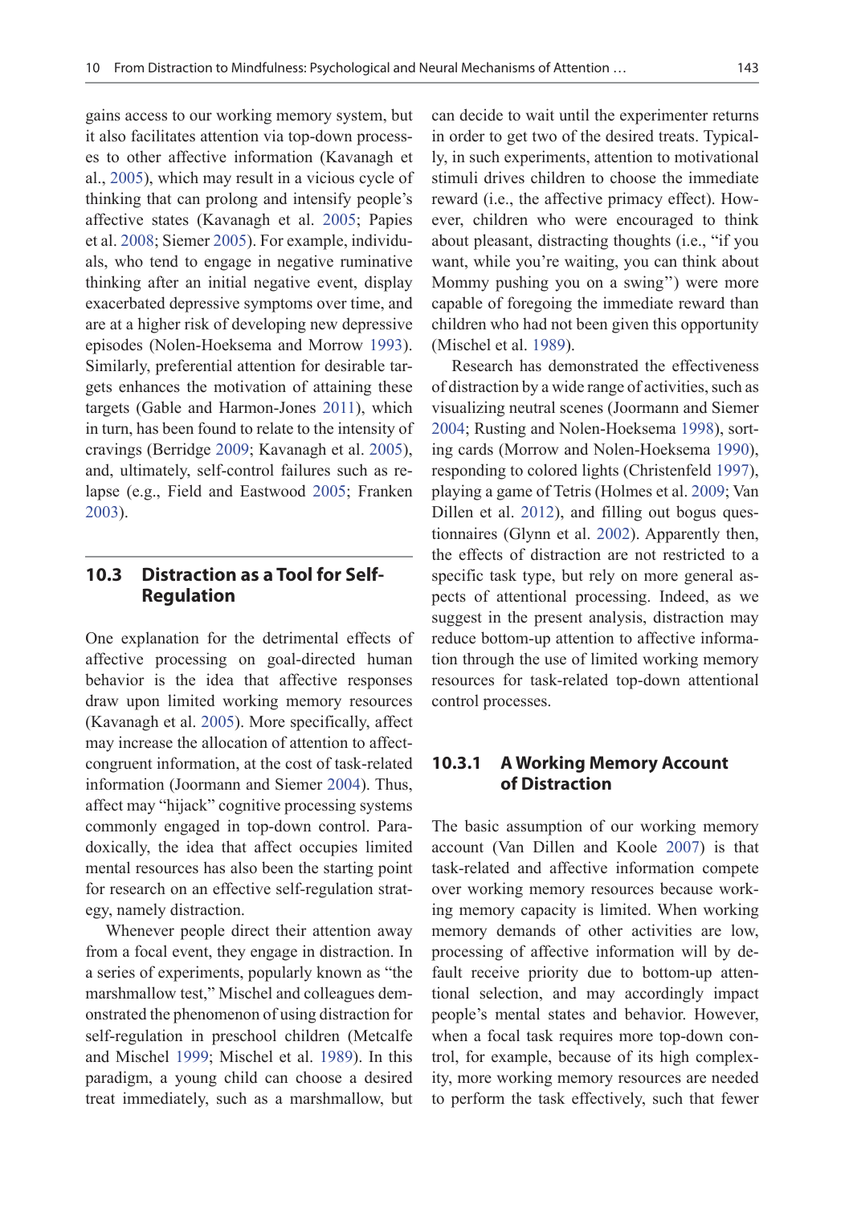gains access to our working memory system, but it also facilitates attention via top-down processes to other affective information (Kavanagh et al., 2005), which may result in a vicious cycle of thinking that can prolong and intensify people's affective states (Kavanagh et al. 2005; Papies et al. 2008; Siemer 2005). For example, individuals, who tend to engage in negative ruminative thinking after an initial negative event, display exacerbated depressive symptoms over time, and are at a higher risk of developing new depressive episodes (Nolen-Hoeksema and Morrow 1993). Similarly, preferential attention for desirable targets enhances the motivation of attaining these targets (Gable and Harmon-Jones 2011), which in turn, has been found to relate to the intensity of cravings (Berridge 2009; Kavanagh et al. 2005), and, ultimately, self-control failures such as relapse (e.g., Field and Eastwood 2005; Franken 2003).

## 10.3 Distraction as a Tool for Self-Regulation

One explanation for the detrimental effects of affective processing on goal-directed human behavior is the idea that affective responses draw upon limited working memory resources (Kavanagh et al. 2005). More specifically, affect may increase the allocation of attention to affect-congruent information, at the cost of task-related information (Joormann and Siemer 2004). Thus, affect may "hijack" cognitive processing systems commonly engaged in top-down control. Paradoxically, the idea that affect occupies limited mental resources has also been the starting point for research on an effective self-regulation strategy, namely distraction.

Whenever people direct their attention away from a focal event, they engage in distraction. In a series of experiments, popularly known as "the marshmallow test," Mischel and colleagues demonstrated the phenomenon of using distraction for self-regulation in preschool children (Metcalfe and Mischel 1999; Mischel et al. 1989). In this paradigm, a young child can choose a desired treat immediately, such as a marshmallow, but can decide to wait until the experimenter returns in order to get two of the desired treats. Typically, in such experiments, attention to motivational stimuli drives children to choose the immediate reward (i.e., the affective primacy effect). However, children who were encouraged to think about pleasant, distracting thoughts (i.e., "if you want, while you're waiting, you can think about Mommy pushing you on a swing") were more capable of foregoing the immediate reward than children who had not been given this opportunity (Mischel et al. 1989).

Research has demonstrated the effectiveness of distraction by a wide range of activities, such as visualizing neutral scenes (Joormann and Siemer 2004; Rusting and Nolen-Hoeksema 1998), sorting cards (Morrow and Nolen-Hoeksema 1990), responding to colored lights (Christenfeld 1997), playing a game of Tetris (Holmes et al. 2009; Van Dillen et al. 2012), and filling out bogus questionnaires (Glynn et al. 2002). Apparently then, the effects of distraction are not restricted to a specific task type, but rely on more general aspects of attentional processing. Indeed, as we suggest in the present analysis, distraction may reduce bottom-up attention to affective information through the use of limited working memory resources for task-related top-down attentional control processes.

### 10.3.1 A Working Memory Account of Distraction

The basic assumption of our working memory account (Van Dillen and Koole 2007) is that task-related and affective information compete over working memory resources because working memory capacity is limited. When working memory demands of other activities are low, processing of affective information will by default receive priority due to bottom-up attentional selection, and may accordingly impact people's mental states and behavior. However, when a focal task requires more top-down control, for example, because of its high complexity, more working memory resources are needed to perform the task effectively, such that fewer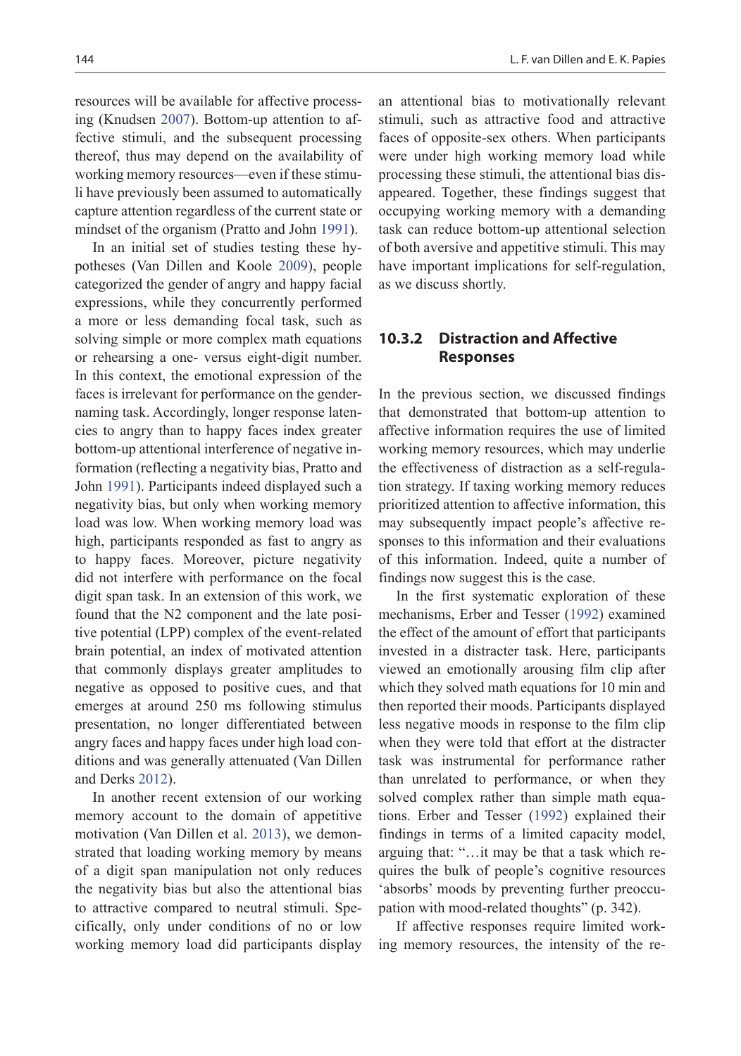resources will be available for affective processing (Knudsen 2007). Bottom-up attention to affective stimuli, and the subsequent processing thereof, thus may depend on the availability of working memory resources—even if these stimuli have previously been assumed to automatically capture attention regardless of the current state or mindset of the organism (Pratto and John 1991).

In an initial set of studies testing these hypotheses (Van Dillen and Koole 2009), people categorized the gender of angry and happy facial expressions, while they concurrently performed a more or less demanding focal task, such as solving simple or more complex math equations or rehearsing a one- versus eight-digit number. In this context, the emotional expression of the faces is irrelevant for performance on the gender-naming task. Accordingly, longer response latencies to angry than to happy faces index greater bottom-up attentional interference of negative information (reflecting a negativity bias, Pratto and John 1991). Participants indeed displayed such a negativity bias, but only when working memory load was low. When working memory load was high, participants responded as fast to angry as to happy faces. Moreover, picture negativity did not interfere with performance on the focal digit span task. In an extension of this work, we found that the N2 component and the late positive potential (LPP) complex of the event-related brain potential, an index of motivated attention that commonly displays greater amplitudes to negative as opposed to positive cues, and that emerges at around 250 ms following stimulus presentation, no longer differentiated between angry faces and happy faces under high load conditions and was generally attenuated (Van Dillen and Derks 2012).

In another recent extension of our working memory account to the domain of appetitive motivation (Van Dillen et al. 2013), we demonstrated that loading working memory by means of a digit span manipulation not only reduces the negativity bias but also the attentional bias to attractive compared to neutral stimuli. Specifically, only under conditions of no or low working memory load did participants display an attentional bias to motivationally relevant stimuli, such as attractive food and attractive faces of opposite-sex others. When participants were under high working memory load while processing these stimuli, the attentional bias disappeared. Together, these findings suggest that occupying working memory with a demanding task can reduce bottom-up attentional selection of both aversive and appetitive stimuli. This may have important implications for self-regulation, as we discuss shortly.

### 10.3.2 Distraction and Affective Responses

In the previous section, we discussed findings that demonstrated that bottom-up attention to affective information requires the use of limited working memory resources, which may underlie the effectiveness of distraction as a self-regulation strategy. If taxing working memory reduces prioritized attention to affective information, this may subsequently impact people's affective responses to this information and their evaluations of this information. Indeed, quite a number of findings now suggest this is the case.

In the first systematic exploration of these mechanisms, Erber and Tesser (1992) examined the effect of the amount of effort that participants invested in a distracter task. Here, participants viewed an emotionally arousing film clip after which they solved math equations for 10 min and then reported their moods. Participants displayed less negative moods in response to the film clip when they were told that effort at the distracter task was instrumental for performance rather than unrelated to performance, or when they solved complex rather than simple math equations. Erber and Tesser (1992) explained their findings in terms of a limited capacity model, arguing that: "…it may be that a task which requires the bulk of people's cognitive resources 'absorbs' moods by preventing further preoccupation with mood-related thoughts" (p. 342).

If affective responses require limited working memory resources, the intensity of the re-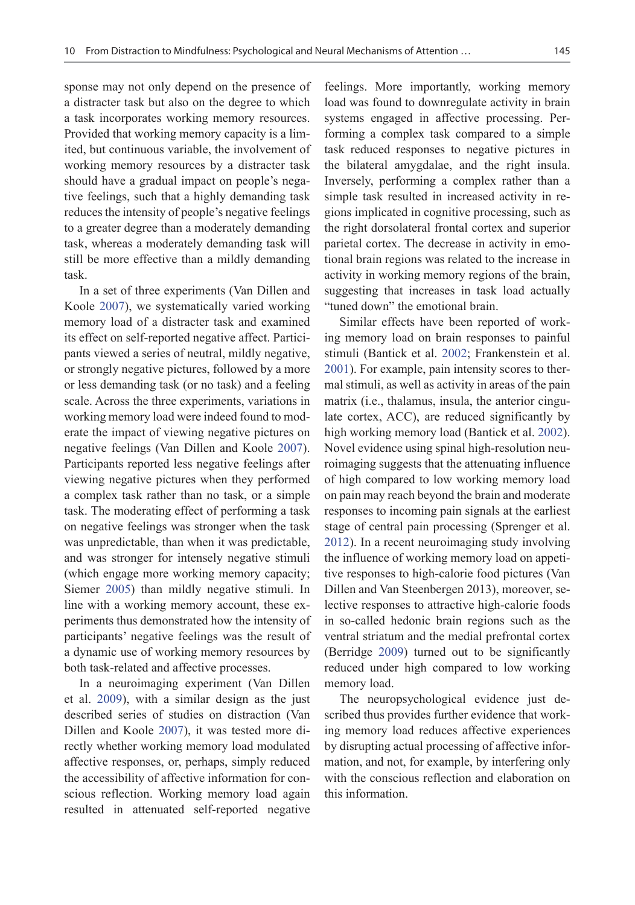sponse may not only depend on the presence of a distracter task but also on the degree to which a task incorporates working memory resources. Provided that working memory capacity is a limited, but continuous variable, the involvement of working memory resources by a distracter task should have a gradual impact on people's negative feelings, such that a highly demanding task reduces the intensity of people's negative feelings to a greater degree than a moderately demanding task, whereas a moderately demanding task will still be more effective than a mildly demanding task.

In a set of three experiments (Van Dillen and Koole 2007), we systematically varied working memory load of a distracter task and examined its effect on self-reported negative affect. Participants viewed a series of neutral, mildly negative, or strongly negative pictures, followed by a more or less demanding task (or no task) and a feeling scale. Across the three experiments, variations in working memory load were indeed found to moderate the impact of viewing negative pictures on negative feelings (Van Dillen and Koole 2007). Participants reported less negative feelings after viewing negative pictures when they performed a complex task rather than no task, or a simple task. The moderating effect of performing a task on negative feelings was stronger when the task was unpredictable, than when it was predictable, and was stronger for intensely negative stimuli (which engage more working memory capacity; Siemer 2005) than mildly negative stimuli. In line with a working memory account, these experiments thus demonstrated how the intensity of participants' negative feelings was the result of a dynamic use of working memory resources by both task-related and affective processes.

In a neuroimaging experiment (Van Dillen et al. 2009), with a similar design as the just described series of studies on distraction (Van Dillen and Koole 2007), it was tested more directly whether working memory load modulated affective responses, or, perhaps, simply reduced the accessibility of affective information for conscious reflection. Working memory load again resulted in attenuated self-reported negative feelings. More importantly, working memory load was found to downregulate activity in brain systems engaged in affective processing. Performing a complex task compared to a simple task reduced responses to negative pictures in the bilateral amygdalae, and the right insula. Inversely, performing a complex rather than a simple task resulted in increased activity in regions implicated in cognitive processing, such as the right dorsolateral frontal cortex and superior parietal cortex. The decrease in activity in emotional brain regions was related to the increase in activity in working memory regions of the brain, suggesting that increases in task load actually "tuned down" the emotional brain.

Similar effects have been reported of working memory load on brain responses to painful stimuli (Bantick et al. 2002; Frankenstein et al. 2001). For example, pain intensity scores to thermal stimuli, as well as activity in areas of the pain matrix (i.e., thalamus, insula, the anterior cingulate cortex, ACC), are reduced significantly by high working memory load (Bantick et al. 2002). Novel evidence using spinal high-resolution neuroimaging suggests that the attenuating influence of high compared to low working memory load on pain may reach beyond the brain and moderate responses to incoming pain signals at the earliest stage of central pain processing (Sprenger et al. 2012). In a recent neuroimaging study involving the influence of working memory load on appetitive responses to high-calorie food pictures (Van Dillen and Van Steenbergen 2013), moreover, selective responses to attractive high-calorie foods in so-called hedonic brain regions such as the ventral striatum and the medial prefrontal cortex (Berridge 2009) turned out to be significantly reduced under high compared to low working memory load.

The neuropsychological evidence just described thus provides further evidence that working memory load reduces affective experiences by disrupting actual processing of affective information, and not, for example, by interfering only with the conscious reflection and elaboration on this information.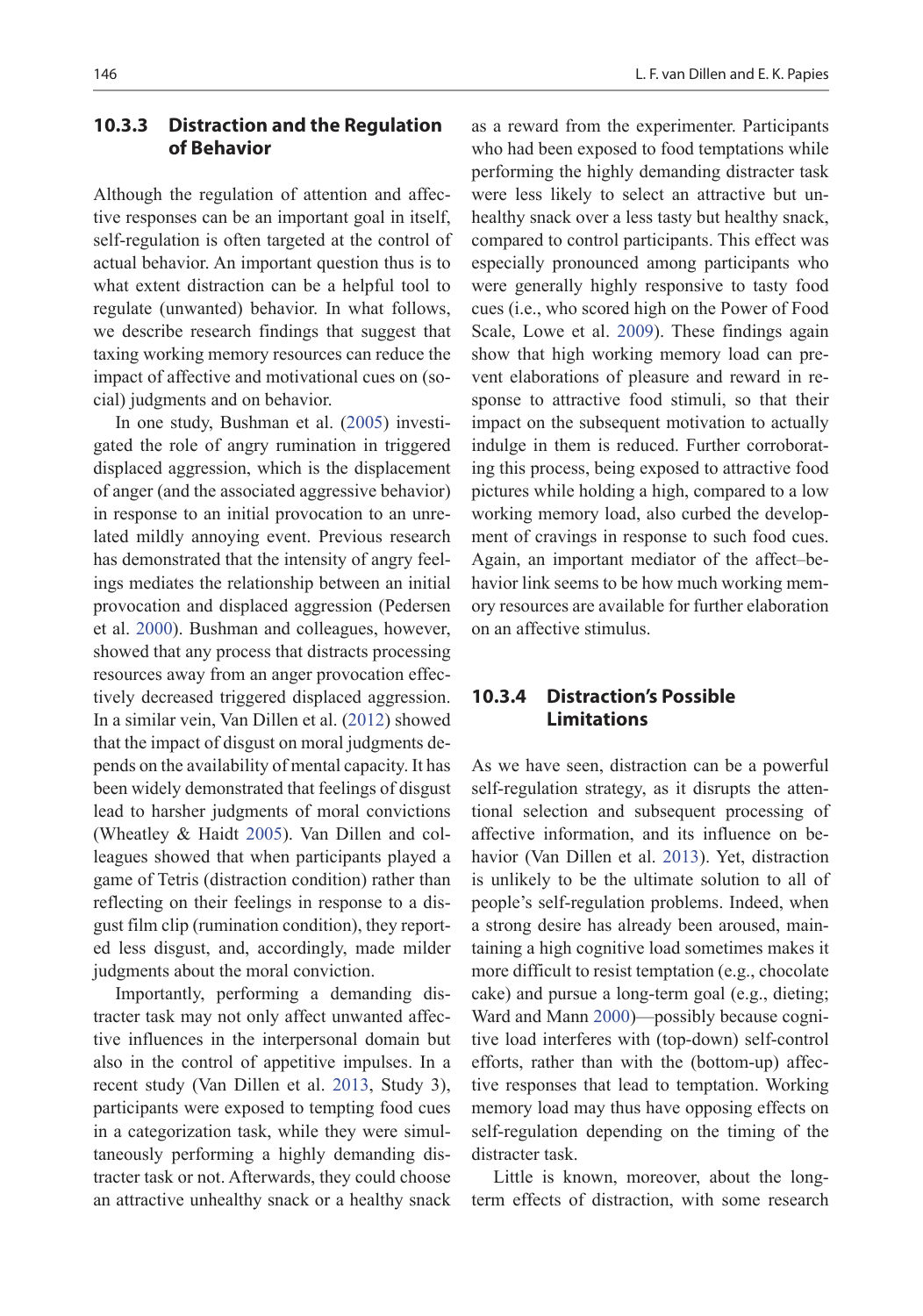### 10.3.3 Distraction and the Regulation of Behavior

Although the regulation of attention and affective responses can be an important goal in itself, self-regulation is often targeted at the control of actual behavior. An important question thus is to what extent distraction can be a helpful tool to regulate (unwanted) behavior. In what follows, we describe research findings that suggest that taxing working memory resources can reduce the impact of affective and motivational cues on (social) judgments and on behavior.

In one study, Bushman et al. (2005) investigated the role of angry rumination in triggered displaced aggression, which is the displacement of anger (and the associated aggressive behavior) in response to an initial provocation to an unrelated mildly annoying event. Previous research has demonstrated that the intensity of angry feelings mediates the relationship between an initial provocation and displaced aggression (Pedersen et al. 2000). Bushman and colleagues, however, showed that any process that distracts processing resources away from an anger provocation effectively decreased triggered displaced aggression. In a similar vein, Van Dillen et al. (2012) showed that the impact of disgust on moral judgments depends on the availability of mental capacity. It has been widely demonstrated that feelings of disgust lead to harsher judgments of moral convictions (Wheatley & Haidt 2005). Van Dillen and colleagues showed that when participants played a game of Tetris (distraction condition) rather than reflecting on their feelings in response to a disgust film clip (rumination condition), they reported less disgust, and, accordingly, made milder judgments about the moral conviction.

Importantly, performing a demanding distracter task may not only affect unwanted affective influences in the interpersonal domain but also in the control of appetitive impulses. In a recent study (Van Dillen et al. 2013, Study 3), participants were exposed to tempting food cues in a categorization task, while they were simultaneously performing a highly demanding distracter task or not. Afterwards, they could choose an attractive unhealthy snack or a healthy snack as a reward from the experimenter. Participants who had been exposed to food temptations while performing the highly demanding distracter task were less likely to select an attractive but unhealthy snack over a less tasty but healthy snack, compared to control participants. This effect was especially pronounced among participants who were generally highly responsive to tasty food cues (i.e., who scored high on the Power of Food Scale, Lowe et al. 2009). These findings again show that high working memory load can prevent elaborations of pleasure and reward in response to attractive food stimuli, so that their impact on the subsequent motivation to actually indulge in them is reduced. Further corroborating this process, being exposed to attractive food pictures while holding a high, compared to a low working memory load, also curbed the development of cravings in response to such food cues. Again, an important mediator of the affect–behavior link seems to be how much working memory resources are available for further elaboration on an affective stimulus.

### 10.3.4 Distraction's Possible Limitations

As we have seen, distraction can be a powerful self-regulation strategy, as it disrupts the attentional selection and subsequent processing of affective information, and its influence on behavior (Van Dillen et al. 2013). Yet, distraction is unlikely to be the ultimate solution to all of people's self-regulation problems. Indeed, when a strong desire has already been aroused, maintaining a high cognitive load sometimes makes it more difficult to resist temptation (e.g., chocolate cake) and pursue a long-term goal (e.g., dieting; Ward and Mann 2000)—possibly because cognitive load interferes with (top-down) self-control efforts, rather than with the (bottom-up) affective responses that lead to temptation. Working memory load may thus have opposing effects on self-regulation depending on the timing of the distracter task.

Little is known, moreover, about the long-term effects of distraction, with some research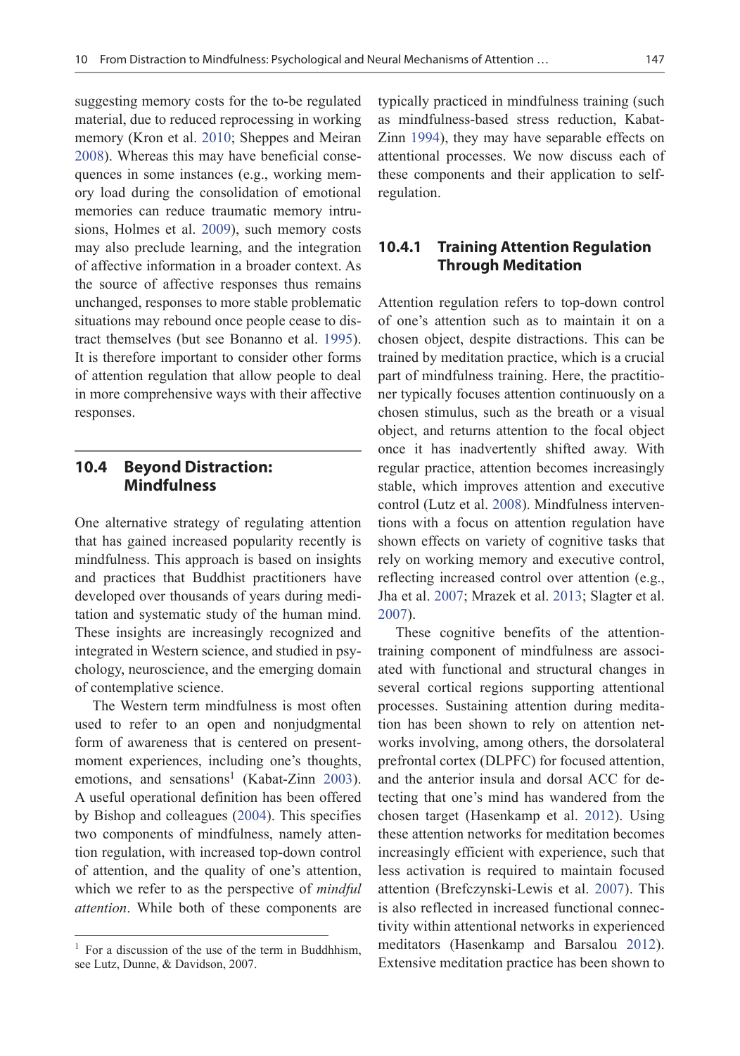suggesting memory costs for the to-be regulated material, due to reduced reprocessing in working memory (Kron et al. 2010; Sheppes and Meiran 2008). Whereas this may have beneficial consequences in some instances (e.g., working memory load during the consolidation of emotional memories can reduce traumatic memory intrusions, Holmes et al. 2009), such memory costs may also preclude learning, and the integration of affective information in a broader context. As the source of affective responses thus remains unchanged, responses to more stable problematic situations may rebound once people cease to distract themselves (but see Bonanno et al. 1995). It is therefore important to consider other forms of attention regulation that allow people to deal in more comprehensive ways with their affective responses.

## 10.4 Beyond Distraction: Mindfulness

One alternative strategy of regulating attention that has gained increased popularity recently is mindfulness. This approach is based on insights and practices that Buddhist practitioners have developed over thousands of years during meditation and systematic study of the human mind. These insights are increasingly recognized and integrated in Western science, and studied in psychology, neuroscience, and the emerging domain of contemplative science.

The Western term mindfulness is most often used to refer to an open and nonjudgmental form of awareness that is centered on present-moment experiences, including one's thoughts, emotions, and sensations[1] (Kabat-Zinn 2003). A useful operational definition has been offered by Bishop and colleagues (2004). This specifies two components of mindfulness, namely attention regulation, with increased top-down control of attention, and the quality of one's attention, which we refer to as the perspective of *mindful attention*. While both of these components are typically practiced in mindfulness training (such as mindfulness-based stress reduction, Kabat-Zinn 1994), they may have separable effects on attentional processes. We now discuss each of these components and their application to self-regulation.

### 10.4.1 Training Attention Regulation Through Meditation

Attention regulation refers to top-down control of one's attention such as to maintain it on a chosen object, despite distractions. This can be trained by meditation practice, which is a crucial part of mindfulness training. Here, the practitioner typically focuses attention continuously on a chosen stimulus, such as the breath or a visual object, and returns attention to the focal object once it has inadvertently shifted away. With regular practice, attention becomes increasingly stable, which improves attention and executive control (Lutz et al. 2008). Mindfulness interventions with a focus on attention regulation have shown effects on variety of cognitive tasks that rely on working memory and executive control, reflecting increased control over attention (e.g., Jha et al. 2007; Mrazek et al. 2013; Slagter et al. 2007).

These cognitive benefits of the attention-training component of mindfulness are associated with functional and structural changes in several cortical regions supporting attentional processes. Sustaining attention during meditation has been shown to rely on attention networks involving, among others, the dorsolateral prefrontal cortex (DLPFC) for focused attention, and the anterior insula and dorsal ACC for detecting that one's mind has wandered from the chosen target (Hasenkamp et al. 2012). Using these attention networks for meditation becomes increasingly efficient with experience, such that less activation is required to maintain focused attention (Brefczynski-Lewis et al. 2007). This is also reflected in increased functional connectivity within attentional networks in experienced meditators (Hasenkamp and Barsalou 2012). Extensive meditation practice has been shown to

[1] For a discussion of the use of the term in Buddhhism, see Lutz, Dunne, & Davidson, 2007.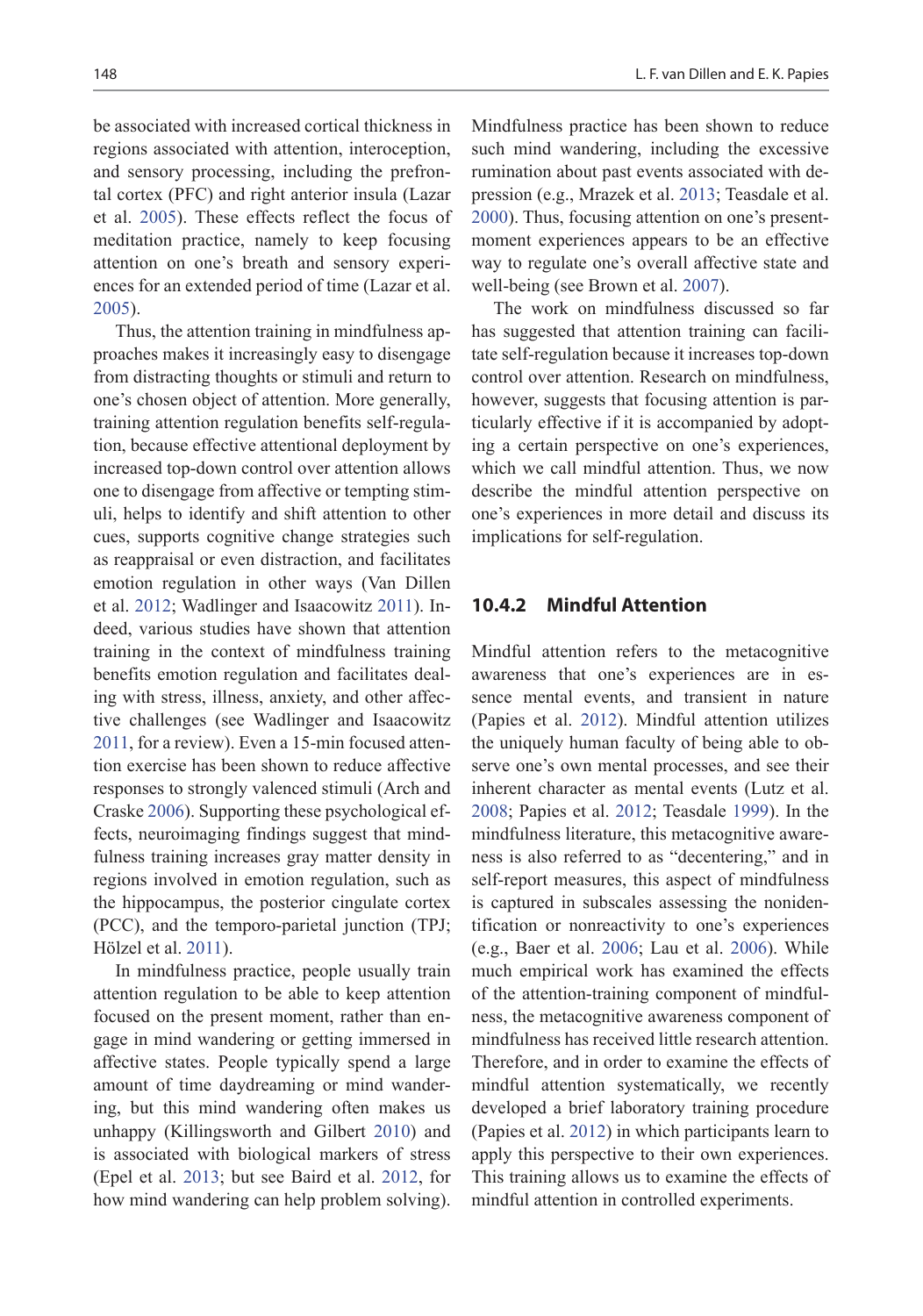be associated with increased cortical thickness in regions associated with attention, interoception, and sensory processing, including the prefrontal cortex (PFC) and right anterior insula (Lazar et al. 2005). These effects reflect the focus of meditation practice, namely to keep focusing attention on one's breath and sensory experiences for an extended period of time (Lazar et al. 2005).

Thus, the attention training in mindfulness approaches makes it increasingly easy to disengage from distracting thoughts or stimuli and return to one's chosen object of attention. More generally, training attention regulation benefits self-regulation, because effective attentional deployment by increased top-down control over attention allows one to disengage from affective or tempting stimuli, helps to identify and shift attention to other cues, supports cognitive change strategies such as reappraisal or even distraction, and facilitates emotion regulation in other ways (Van Dillen et al. 2012; Wadlinger and Isaacowitz 2011). Indeed, various studies have shown that attention training in the context of mindfulness training benefits emotion regulation and facilitates dealing with stress, illness, anxiety, and other affective challenges (see Wadlinger and Isaacowitz 2011, for a review). Even a 15-min focused attention exercise has been shown to reduce affective responses to strongly valenced stimuli (Arch and Craske 2006). Supporting these psychological effects, neuroimaging findings suggest that mindfulness training increases gray matter density in regions involved in emotion regulation, such as the hippocampus, the posterior cingulate cortex (PCC), and the temporo-parietal junction (TPJ; Hölzel et al. 2011).

In mindfulness practice, people usually train attention regulation to be able to keep attention focused on the present moment, rather than engage in mind wandering or getting immersed in affective states. People typically spend a large amount of time daydreaming or mind wandering, but this mind wandering often makes us unhappy (Killingsworth and Gilbert 2010) and is associated with biological markers of stress (Epel et al. 2013; but see Baird et al. 2012, for how mind wandering can help problem solving). Mindfulness practice has been shown to reduce such mind wandering, including the excessive rumination about past events associated with depression (e.g., Mrazek et al. 2013; Teasdale et al. 2000). Thus, focusing attention on one's present-moment experiences appears to be an effective way to regulate one's overall affective state and well-being (see Brown et al. 2007).

The work on mindfulness discussed so far has suggested that attention training can facilitate self-regulation because it increases top-down control over attention. Research on mindfulness, however, suggests that focusing attention is particularly effective if it is accompanied by adopting a certain perspective on one's experiences, which we call mindful attention. Thus, we now describe the mindful attention perspective on one's experiences in more detail and discuss its implications for self-regulation.

### 10.4.2 Mindful Attention

Mindful attention refers to the metacognitive awareness that one's experiences are in essence mental events, and transient in nature (Papies et al. 2012). Mindful attention utilizes the uniquely human faculty of being able to observe one's own mental processes, and see their inherent character as mental events (Lutz et al. 2008; Papies et al. 2012; Teasdale 1999). In the mindfulness literature, this metacognitive awareness is also referred to as "decentering," and in self-report measures, this aspect of mindfulness is captured in subscales assessing the nonidentification or nonreactivity to one's experiences (e.g., Baer et al. 2006; Lau et al. 2006). While much empirical work has examined the effects of the attention-training component of mindfulness, the metacognitive awareness component of mindfulness has received little research attention. Therefore, and in order to examine the effects of mindful attention systematically, we recently developed a brief laboratory training procedure (Papies et al. 2012) in which participants learn to apply this perspective to their own experiences. This training allows us to examine the effects of mindful attention in controlled experiments.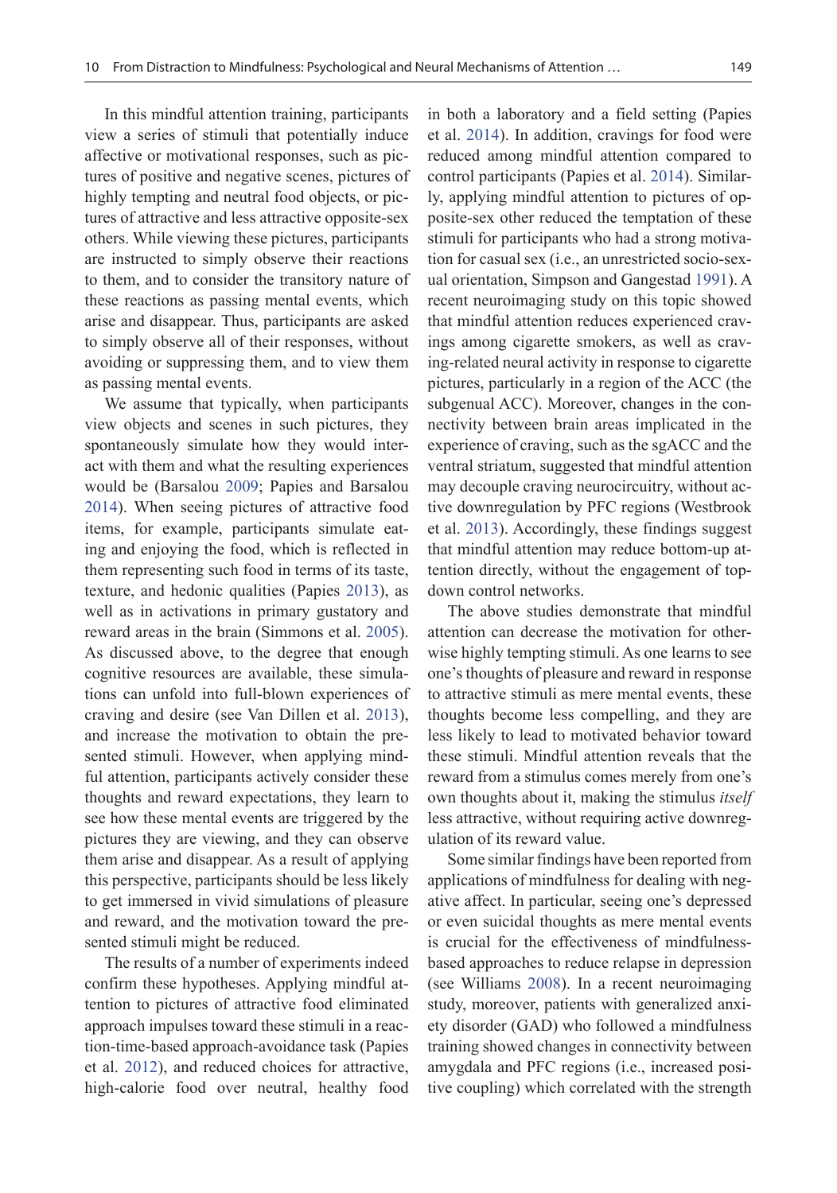In this mindful attention training, participants view a series of stimuli that potentially induce affective or motivational responses, such as pictures of positive and negative scenes, pictures of highly tempting and neutral food objects, or pictures of attractive and less attractive opposite-sex others. While viewing these pictures, participants are instructed to simply observe their reactions to them, and to consider the transitory nature of these reactions as passing mental events, which arise and disappear. Thus, participants are asked to simply observe all of their responses, without avoiding or suppressing them, and to view them as passing mental events.

We assume that typically, when participants view objects and scenes in such pictures, they spontaneously simulate how they would interact with them and what the resulting experiences would be (Barsalou 2009; Papies and Barsalou 2014). When seeing pictures of attractive food items, for example, participants simulate eating and enjoying the food, which is reflected in them representing such food in terms of its taste, texture, and hedonic qualities (Papies 2013), as well as in activations in primary gustatory and reward areas in the brain (Simmons et al. 2005). As discussed above, to the degree that enough cognitive resources are available, these simulations can unfold into full-blown experiences of craving and desire (see Van Dillen et al. 2013), and increase the motivation to obtain the presented stimuli. However, when applying mindful attention, participants actively consider these thoughts and reward expectations, they learn to see how these mental events are triggered by the pictures they are viewing, and they can observe them arise and disappear. As a result of applying this perspective, participants should be less likely to get immersed in vivid simulations of pleasure and reward, and the motivation toward the presented stimuli might be reduced.

The results of a number of experiments indeed confirm these hypotheses. Applying mindful attention to pictures of attractive food eliminated approach impulses toward these stimuli in a reaction-time-based approach-avoidance task (Papies et al. 2012), and reduced choices for attractive, high-calorie food over neutral, healthy food in both a laboratory and a field setting (Papies et al. 2014). In addition, cravings for food were reduced among mindful attention compared to control participants (Papies et al. 2014). Similarly, applying mindful attention to pictures of opposite-sex other reduced the temptation of these stimuli for participants who had a strong motivation for casual sex (i.e., an unrestricted socio-sexual orientation, Simpson and Gangestad 1991). A recent neuroimaging study on this topic showed that mindful attention reduces experienced cravings among cigarette smokers, as well as craving-related neural activity in response to cigarette pictures, particularly in a region of the ACC (the subgenual ACC). Moreover, changes in the connectivity between brain areas implicated in the experience of craving, such as the sgACC and the ventral striatum, suggested that mindful attention may decouple craving neurocircuitry, without active downregulation by PFC regions (Westbrook et al. 2013). Accordingly, these findings suggest that mindful attention may reduce bottom-up attention directly, without the engagement of top-down control networks.

The above studies demonstrate that mindful attention can decrease the motivation for otherwise highly tempting stimuli. As one learns to see one's thoughts of pleasure and reward in response to attractive stimuli as mere mental events, these thoughts become less compelling, and they are less likely to lead to motivated behavior toward these stimuli. Mindful attention reveals that the reward from a stimulus comes merely from one's own thoughts about it, making the stimulus *itself* less attractive, without requiring active downregulation of its reward value.

Some similar findings have been reported from applications of mindfulness for dealing with negative affect. In particular, seeing one's depressed or even suicidal thoughts as mere mental events is crucial for the effectiveness of mindfulness-based approaches to reduce relapse in depression (see Williams 2008). In a recent neuroimaging study, moreover, patients with generalized anxiety disorder (GAD) who followed a mindfulness training showed changes in connectivity between amygdala and PFC regions (i.e., increased positive coupling) which correlated with the strength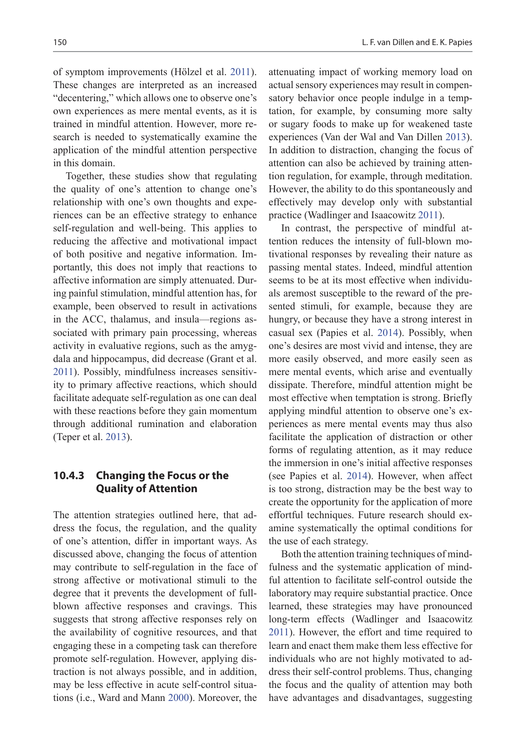of symptom improvements (Hölzel et al. 2011). These changes are interpreted as an increased "decentering," which allows one to observe one's own experiences as mere mental events, as it is trained in mindful attention. However, more research is needed to systematically examine the application of the mindful attention perspective in this domain.

Together, these studies show that regulating the quality of one's attention to change one's relationship with one's own thoughts and experiences can be an effective strategy to enhance self-regulation and well-being. This applies to reducing the affective and motivational impact of both positive and negative information. Importantly, this does not imply that reactions to affective information are simply attenuated. During painful stimulation, mindful attention has, for example, been observed to result in activations in the ACC, thalamus, and insula—regions associated with primary pain processing, whereas activity in evaluative regions, such as the amygdala and hippocampus, did decrease (Grant et al. 2011). Possibly, mindfulness increases sensitivity to primary affective reactions, which should facilitate adequate self-regulation as one can deal with these reactions before they gain momentum through additional rumination and elaboration (Teper et al. 2013).

### 10.4.3 Changing the Focus or the Quality of Attention

The attention strategies outlined here, that address the focus, the regulation, and the quality of one's attention, differ in important ways. As discussed above, changing the focus of attention may contribute to self-regulation in the face of strong affective or motivational stimuli to the degree that it prevents the development of full-blown affective responses and cravings. This suggests that strong affective responses rely on the availability of cognitive resources, and that engaging these in a competing task can therefore promote self-regulation. However, applying distraction is not always possible, and in addition, may be less effective in acute self-control situations (i.e., Ward and Mann 2000). Moreover, the attenuating impact of working memory load on actual sensory experiences may result in compensatory behavior once people indulge in a temptation, for example, by consuming more salty or sugary foods to make up for weakened taste experiences (Van der Wal and Van Dillen 2013). In addition to distraction, changing the focus of attention can also be achieved by training attention regulation, for example, through meditation. However, the ability to do this spontaneously and effectively may develop only with substantial practice (Wadlinger and Isaacowitz 2011).

In contrast, the perspective of mindful attention reduces the intensity of full-blown motivational responses by revealing their nature as passing mental states. Indeed, mindful attention seems to be at its most effective when individuals aremost susceptible to the reward of the presented stimuli, for example, because they are hungry, or because they have a strong interest in casual sex (Papies et al. 2014). Possibly, when one's desires are most vivid and intense, they are more easily observed, and more easily seen as mere mental events, which arise and eventually dissipate. Therefore, mindful attention might be most effective when temptation is strong. Briefly applying mindful attention to observe one's experiences as mere mental events may thus also facilitate the application of distraction or other forms of regulating attention, as it may reduce the immersion in one's initial affective responses (see Papies et al. 2014). However, when affect is too strong, distraction may be the best way to create the opportunity for the application of more effortful techniques. Future research should examine systematically the optimal conditions for the use of each strategy.

Both the attention training techniques of mindfulness and the systematic application of mindful attention to facilitate self-control outside the laboratory may require substantial practice. Once learned, these strategies may have pronounced long-term effects (Wadlinger and Isaacowitz 2011). However, the effort and time required to learn and enact them make them less effective for individuals who are not highly motivated to address their self-control problems. Thus, changing the focus and the quality of attention may both have advantages and disadvantages, suggesting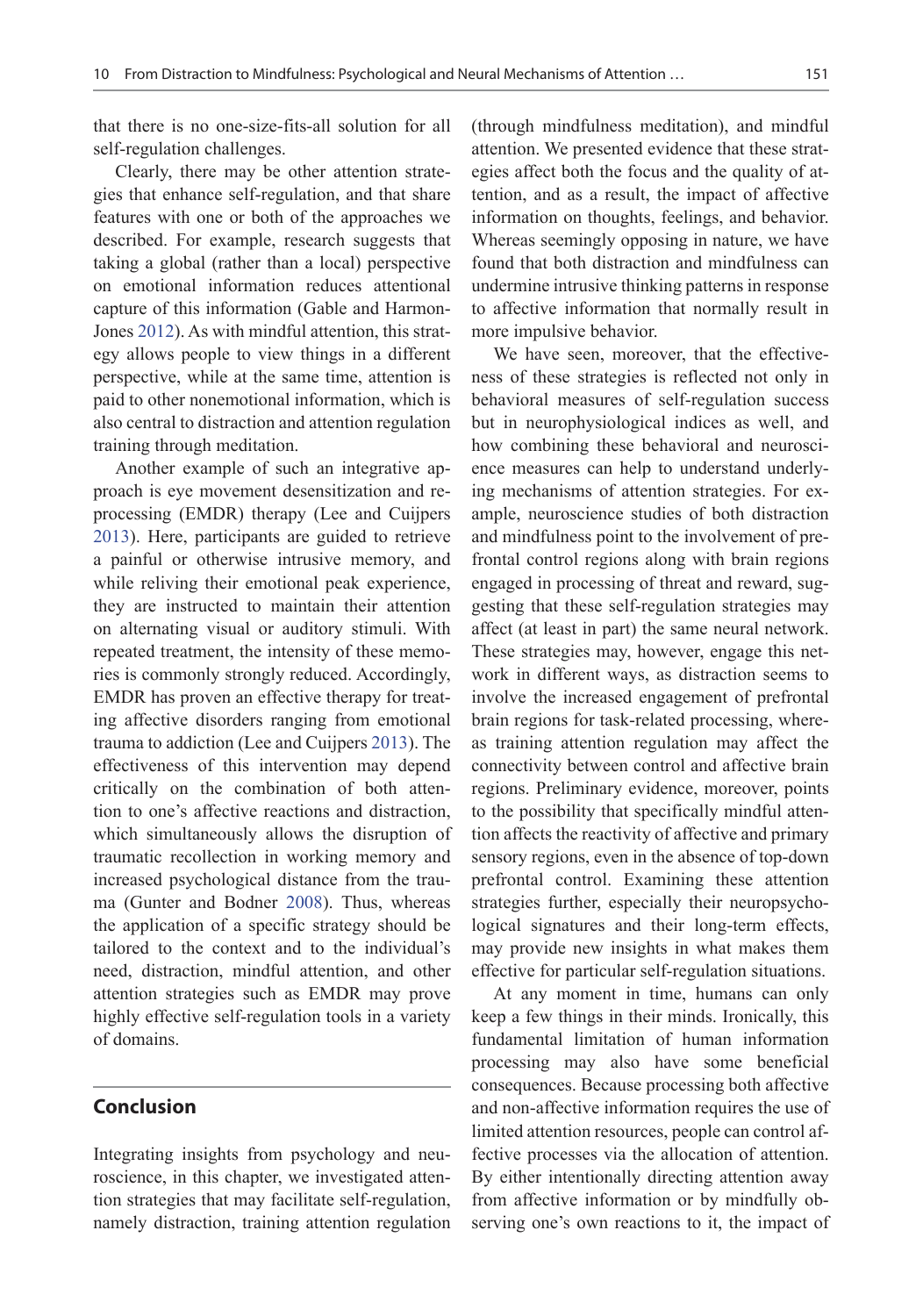that there is no one-size-fits-all solution for all self-regulation challenges.

Clearly, there may be other attention strategies that enhance self-regulation, and that share features with one or both of the approaches we described. For example, research suggests that taking a global (rather than a local) perspective on emotional information reduces attentional capture of this information (Gable and Harmon-Jones 2012). As with mindful attention, this strategy allows people to view things in a different perspective, while at the same time, attention is paid to other nonemotional information, which is also central to distraction and attention regulation training through meditation.

Another example of such an integrative approach is eye movement desensitization and reprocessing (EMDR) therapy (Lee and Cuijpers 2013). Here, participants are guided to retrieve a painful or otherwise intrusive memory, and while reliving their emotional peak experience, they are instructed to maintain their attention on alternating visual or auditory stimuli. With repeated treatment, the intensity of these memories is commonly strongly reduced. Accordingly, EMDR has proven an effective therapy for treating affective disorders ranging from emotional trauma to addiction (Lee and Cuijpers 2013). The effectiveness of this intervention may depend critically on the combination of both attention to one's affective reactions and distraction, which simultaneously allows the disruption of traumatic recollection in working memory and increased psychological distance from the trauma (Gunter and Bodner 2008). Thus, whereas the application of a specific strategy should be tailored to the context and to the individual's need, distraction, mindful attention, and other attention strategies such as EMDR may prove highly effective self-regulation tools in a variety of domains.

## Conclusion

Integrating insights from psychology and neuroscience, in this chapter, we investigated attention strategies that may facilitate self-regulation, namely distraction, training attention regulation (through mindfulness meditation), and mindful attention. We presented evidence that these strategies affect both the focus and the quality of attention, and as a result, the impact of affective information on thoughts, feelings, and behavior. Whereas seemingly opposing in nature, we have found that both distraction and mindfulness can undermine intrusive thinking patterns in response to affective information that normally result in more impulsive behavior.

We have seen, moreover, that the effectiveness of these strategies is reflected not only in behavioral measures of self-regulation success but in neurophysiological indices as well, and how combining these behavioral and neuroscience measures can help to understand underlying mechanisms of attention strategies. For example, neuroscience studies of both distraction and mindfulness point to the involvement of prefrontal control regions along with brain regions engaged in processing of threat and reward, suggesting that these self-regulation strategies may affect (at least in part) the same neural network. These strategies may, however, engage this network in different ways, as distraction seems to involve the increased engagement of prefrontal brain regions for task-related processing, whereas training attention regulation may affect the connectivity between control and affective brain regions. Preliminary evidence, moreover, points to the possibility that specifically mindful attention affects the reactivity of affective and primary sensory regions, even in the absence of top-down prefrontal control. Examining these attention strategies further, especially their neuropsychological signatures and their long-term effects, may provide new insights in what makes them effective for particular self-regulation situations.

At any moment in time, humans can only keep a few things in their minds. Ironically, this fundamental limitation of human information processing may also have some beneficial consequences. Because processing both affective and non-affective information requires the use of limited attention resources, people can control affective processes via the allocation of attention. By either intentionally directing attention away from affective information or by mindfully observing one's own reactions to it, the impact of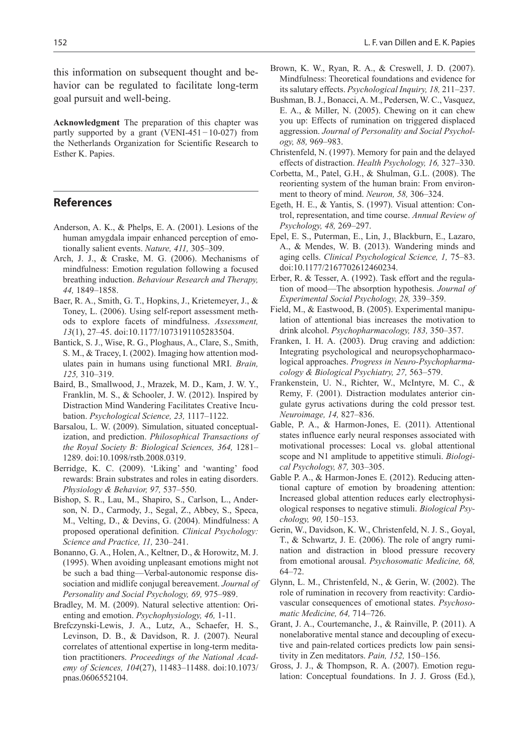this information on subsequent thought and behavior can be regulated to facilitate long-term goal pursuit and well-being.

**Acknowledgment** The preparation of this chapter was partly supported by a grant (VENI-451−10-027) from the Netherlands Organization for Scientific Research to Esther K. Papies.

## References

Anderson, A. K., & Phelps, E. A. (2001). Lesions of the human amygdala impair enhanced perception of emotionally salient events. *Nature, 411,* 305–309.

Arch, J. J., & Craske, M. G. (2006). Mechanisms of mindfulness: Emotion regulation following a focused breathing induction. *Behaviour Research and Therapy, 44,* 1849–1858.

Baer, R. A., Smith, G. T., Hopkins, J., Krietemeyer, J., & Toney, L. (2006). Using self-report assessment methods to explore facets of mindfulness. *Assessment, 13*(1), 27–45. doi:10.1177/1073191105283504.

Bantick, S. J., Wise, R. G., Ploghaus, A., Clare, S., Smith, S. M., & Tracey, I. (2002). Imaging how attention modulates pain in humans using functional MRI. *Brain, 125,* 310–319.

Baird, B., Smallwood, J., Mrazek, M. D., Kam, J. W. Y., Franklin, M. S., & Schooler, J. W. (2012). Inspired by Distraction Mind Wandering Facilitates Creative Incubation. *Psychological Science, 23,* 1117–1122.

Barsalou, L. W. (2009). Simulation, situated conceptualization, and prediction. *Philosophical Transactions of the Royal Society B: Biological Sciences, 364,* 1281–1289. doi:10.1098/rstb.2008.0319.

Berridge, K. C. (2009). 'Liking' and 'wanting' food rewards: Brain substrates and roles in eating disorders. *Physiology & Behavior, 97,* 537–550.

Bishop, S. R., Lau, M., Shapiro, S., Carlson, L., Anderson, N. D., Carmody, J., Segal, Z., Abbey, S., Speca, M., Velting, D., & Devins, G. (2004). Mindfulness: A proposed operational definition. *Clinical Psychology: Science and Practice, 11,* 230–241.

Bonanno, G. A., Holen, A., Keltner, D., & Horowitz, M. J. (1995). When avoiding unpleasant emotions might not be such a bad thing—Verbal-autonomic response dissociation and midlife conjugal bereavement. *Journal of Personality and Social Psychology, 69,* 975–989.

Bradley, M. M. (2009). Natural selective attention: Orienting and emotion. *Psychophysiology, 46,* 1-11.

Brefczynski-Lewis, J. A., Lutz, A., Schaefer, H. S., Levinson, D. B., & Davidson, R. J. (2007). Neural correlates of attentional expertise in long-term meditation practitioners. *Proceedings of the National Academy of Sciences, 104*(27), 11483–11488. doi:10.1073/pnas.0606552104.

Brown, K. W., Ryan, R. A., & Creswell, J. D. (2007). Mindfulness: Theoretical foundations and evidence for its salutary effects. *Psychological Inquiry, 18,* 211–237.

Bushman, B. J., Bonacci, A. M., Pedersen, W. C., Vasquez, E. A., & Miller, N. (2005). Chewing on it can chew you up: Effects of rumination on triggered displaced aggression. *Journal of Personality and Social Psychology, 88,* 969–983.

Christenfeld, N. (1997). Memory for pain and the delayed effects of distraction. *Health Psychology, 16,* 327–330.

Corbetta, M., Patel, G.H., & Shulman, G.L. (2008). The reorienting system of the human brain: From environment to theory of mind. *Neuron, 58,* 306–324.

Egeth, H. E., & Yantis, S. (1997). Visual attention: Control, representation, and time course. *Annual Review of Psychology, 48,* 269–297.

Epel, E. S., Puterman, E., Lin, J., Blackburn, E., Lazaro, A., & Mendes, W. B. (2013). Wandering minds and aging cells. *Clinical Psychological Science, 1,* 75–83. doi:10.1177/2167702612460234.

Erber, R. & Tesser, A. (1992). Task effort and the regulation of mood—The absorption hypothesis. *Journal of Experimental Social Psychology, 28,* 339–359.

Field, M., & Eastwood, B. (2005). Experimental manipulation of attentional bias increases the motivation to drink alcohol. *Psychopharmacology, 183,* 350–357.

Franken, I. H. A. (2003). Drug craving and addiction: Integrating psychological and neuropsychopharmacological approaches. *Progress in Neuro-Psychopharmacology & Biological Psychiatry, 27,* 563–579.

Frankenstein, U. N., Richter, W., McIntyre, M. C., & Remy, F. (2001). Distraction modulates anterior cingulate gyrus activations during the cold pressor test. *Neuroimage, 14,* 827–836.

Gable, P. A., & Harmon-Jones, E. (2011). Attentional states influence early neural responses associated with motivational processes: Local vs. global attentional scope and N1 amplitude to appetitive stimuli. *Biological Psychology, 87,* 303–305.

Gable P. A., & Harmon-Jones E. (2012). Reducing attentional capture of emotion by broadening attention: Increased global attention reduces early electrophysiological responses to negative stimuli. *Biological Psychology, 90,* 150–153.

Gerin, W., Davidson, K. W., Christenfeld, N. J. S., Goyal, T., & Schwartz, J. E. (2006). The role of angry rumination and distraction in blood pressure recovery from emotional arousal. *Psychosomatic Medicine, 68,* 64–72.

Glynn, L. M., Christenfeld, N., & Gerin, W. (2002). The role of rumination in recovery from reactivity: Cardiovascular consequences of emotional states. *Psychosomatic Medicine, 64,* 714–726.

Grant, J. A., Courtemanche, J., & Rainville, P. (2011). A nonelaborative mental stance and decoupling of executive and pain-related cortices predicts low pain sensitivity in Zen meditators. *Pain, 152,* 150–156.

Gross, J. J., & Thompson, R. A. (2007). Emotion regulation: Conceptual foundations. In J. J. Gross (Ed.),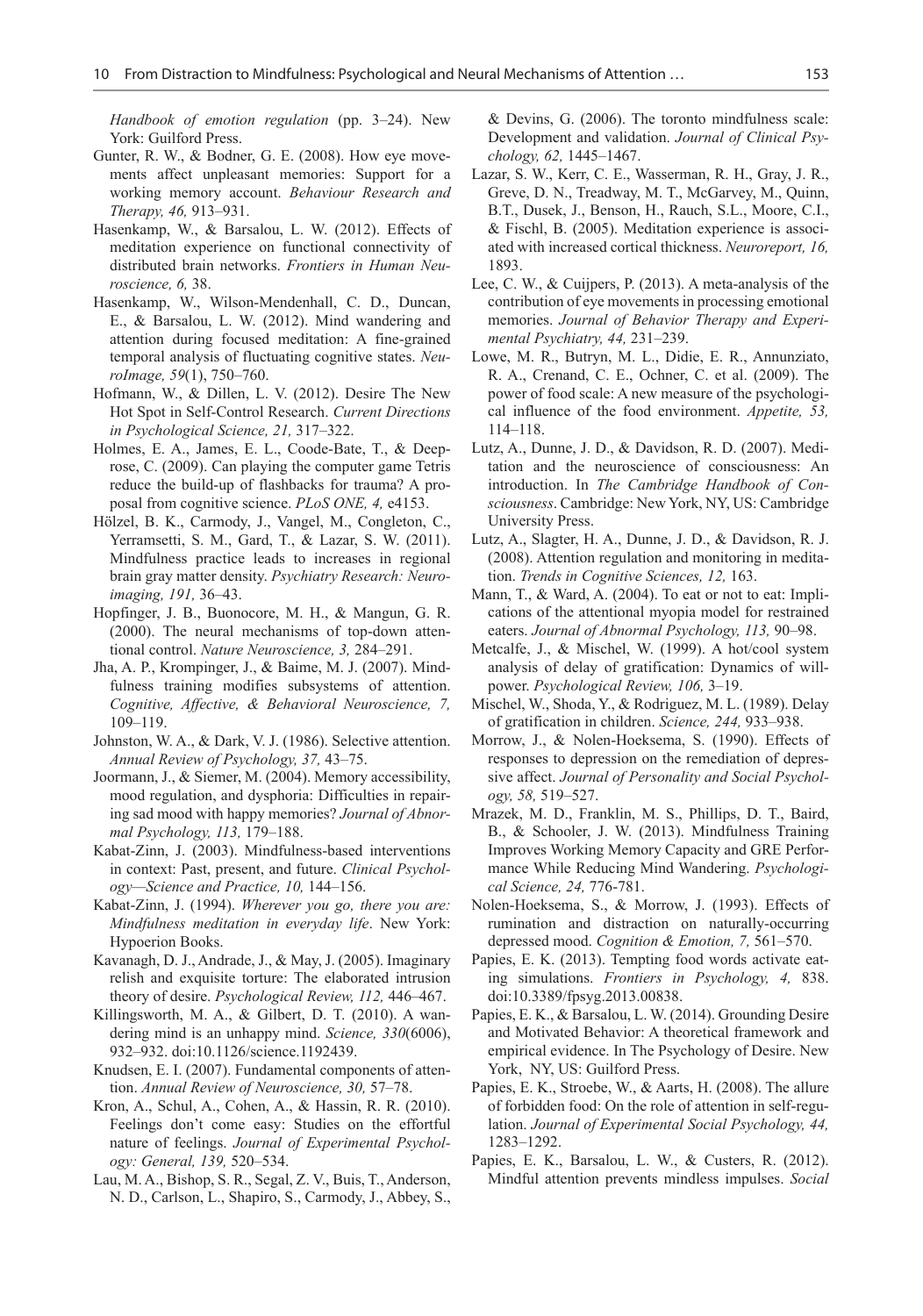*Handbook of emotion regulation* (pp. 3–24). New York: Guilford Press.

Gunter, R. W., & Bodner, G. E. (2008). How eye movements affect unpleasant memories: Support for a working memory account. *Behaviour Research and Therapy, 46,* 913–931.

Hasenkamp, W., & Barsalou, L. W. (2012). Effects of meditation experience on functional connectivity of distributed brain networks. *Frontiers in Human Neuroscience, 6,* 38.

Hasenkamp, W., Wilson-Mendenhall, C. D., Duncan, E., & Barsalou, L. W. (2012). Mind wandering and attention during focused meditation: A fine-grained temporal analysis of fluctuating cognitive states. *NeuroImage, 59*(1), 750–760.

Hofmann, W., & Dillen, L. V. (2012). Desire The New Hot Spot in Self-Control Research. *Current Directions in Psychological Science, 21,* 317–322.

Holmes, E. A., James, E. L., Coode-Bate, T., & Deeprose, C. (2009). Can playing the computer game Tetris reduce the build-up of flashbacks for trauma? A proposal from cognitive science. *PLoS ONE, 4,* e4153.

Hölzel, B. K., Carmody, J., Vangel, M., Congleton, C., Yerramsetti, S. M., Gard, T., & Lazar, S. W. (2011). Mindfulness practice leads to increases in regional brain gray matter density. *Psychiatry Research: Neuroimaging, 191,* 36–43.

Hopfinger, J. B., Buonocore, M. H., & Mangun, G. R. (2000). The neural mechanisms of top-down attentional control. *Nature Neuroscience, 3,* 284–291.

Jha, A. P., Krompinger, J., & Baime, M. J. (2007). Mindfulness training modifies subsystems of attention. *Cognitive, Affective, & Behavioral Neuroscience, 7,* 109–119.

Johnston, W. A., & Dark, V. J. (1986). Selective attention. *Annual Review of Psychology, 37,* 43–75.

Joormann, J., & Siemer, M. (2004). Memory accessibility, mood regulation, and dysphoria: Difficulties in repairing sad mood with happy memories? *Journal of Abnormal Psychology, 113,* 179–188.

Kabat-Zinn, J. (2003). Mindfulness-based interventions in context: Past, present, and future. *Clinical Psychology—Science and Practice, 10,* 144–156.

Kabat-Zinn, J. (1994). *Wherever you go, there you are: Mindfulness meditation in everyday life*. New York: Hypoerion Books.

Kavanagh, D. J., Andrade, J., & May, J. (2005). Imaginary relish and exquisite torture: The elaborated intrusion theory of desire. *Psychological Review, 112,* 446–467.

Killingsworth, M. A., & Gilbert, D. T. (2010). A wandering mind is an unhappy mind. *Science, 330*(6006), 932–932. doi:10.1126/science.1192439.

Knudsen, E. I. (2007). Fundamental components of attention. *Annual Review of Neuroscience, 30,* 57–78.

Kron, A., Schul, A., Cohen, A., & Hassin, R. R. (2010). Feelings don't come easy: Studies on the effortful nature of feelings. *Journal of Experimental Psychology: General, 139,* 520–534.

Lau, M. A., Bishop, S. R., Segal, Z. V., Buis, T., Anderson, N. D., Carlson, L., Shapiro, S., Carmody, J., Abbey, S., & Devins, G. (2006). The toronto mindfulness scale: Development and validation. *Journal of Clinical Psychology, 62,* 1445–1467.

Lazar, S. W., Kerr, C. E., Wasserman, R. H., Gray, J. R., Greve, D. N., Treadway, M. T., McGarvey, M., Quinn, B.T., Dusek, J., Benson, H., Rauch, S.L., Moore, C.I., & Fischl, B. (2005). Meditation experience is associated with increased cortical thickness. *Neuroreport, 16,* 1893.

Lee, C. W., & Cuijpers, P. (2013). A meta-analysis of the contribution of eye movements in processing emotional memories. *Journal of Behavior Therapy and Experimental Psychiatry, 44,* 231–239.

Lowe, M. R., Butryn, M. L., Didie, E. R., Annunziato, R. A., Crenand, C. E., Ochner, C. et al. (2009). The power of food scale: A new measure of the psychological influence of the food environment. *Appetite, 53,* 114–118.

Lutz, A., Dunne, J. D., & Davidson, R. D. (2007). Meditation and the neuroscience of consciousness: An introduction. In *The Cambridge Handbook of Consciousness*. Cambridge: New York, NY, US: Cambridge University Press.

Lutz, A., Slagter, H. A., Dunne, J. D., & Davidson, R. J. (2008). Attention regulation and monitoring in meditation. *Trends in Cognitive Sciences, 12,* 163.

Mann, T., & Ward, A. (2004). To eat or not to eat: Implications of the attentional myopia model for restrained eaters. *Journal of Abnormal Psychology, 113,* 90–98.

Metcalfe, J., & Mischel, W. (1999). A hot/cool system analysis of delay of gratification: Dynamics of willpower. *Psychological Review, 106,* 3–19.

Mischel, W., Shoda, Y., & Rodriguez, M. L. (1989). Delay of gratification in children. *Science, 244,* 933–938.

Morrow, J., & Nolen-Hoeksema, S. (1990). Effects of responses to depression on the remediation of depressive affect. *Journal of Personality and Social Psychology, 58,* 519–527.

Mrazek, M. D., Franklin, M. S., Phillips, D. T., Baird, B., & Schooler, J. W. (2013). Mindfulness Training Improves Working Memory Capacity and GRE Performance While Reducing Mind Wandering. *Psychological Science, 24,* 776-781.

Nolen-Hoeksema, S., & Morrow, J. (1993). Effects of rumination and distraction on naturally-occurring depressed mood. *Cognition & Emotion, 7,* 561–570.

Papies, E. K. (2013). Tempting food words activate eating simulations. *Frontiers in Psychology, 4,* 838. doi:10.3389/fpsyg.2013.00838.

Papies, E. K., & Barsalou, L. W. (2014). Grounding Desire and Motivated Behavior: A theoretical framework and empirical evidence. In The Psychology of Desire. New York, NY, US: Guilford Press.

Papies, E. K., Stroebe, W., & Aarts, H. (2008). The allure of forbidden food: On the role of attention in self-regulation. *Journal of Experimental Social Psychology, 44,* 1283–1292.

Papies, E. K., Barsalou, L. W., & Custers, R. (2012). Mindful attention prevents mindless impulses. *Social*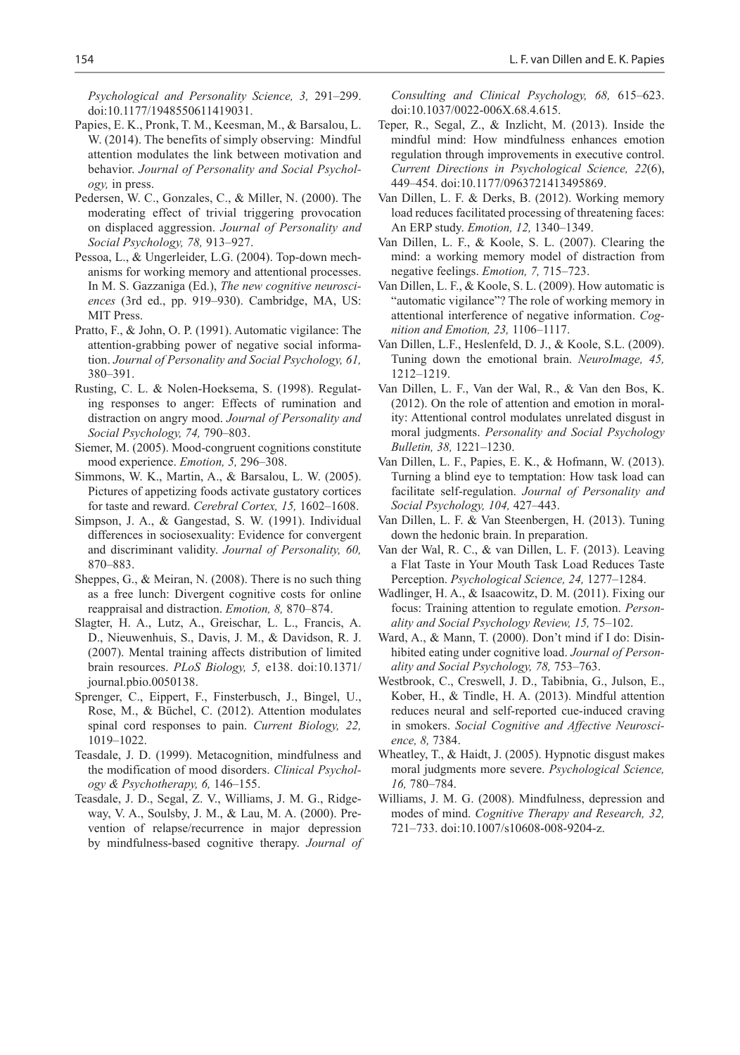*Psychological and Personality Science, 3,* 291–299. doi:10.1177/1948550611419031.

Papies, E. K., Pronk, T. M., Keesman, M., & Barsalou, L. W. (2014). The benefits of simply observing: Mindful attention modulates the link between motivation and behavior. *Journal of Personality and Social Psychology,* in press.

Pedersen, W. C., Gonzales, C., & Miller, N. (2000). The moderating effect of trivial triggering provocation on displaced aggression. *Journal of Personality and Social Psychology, 78,* 913–927.

Pessoa, L., & Ungerleider, L.G. (2004). Top-down mechanisms for working memory and attentional processes. In M. S. Gazzaniga (Ed.), *The new cognitive neurosciences* (3rd ed., pp. 919–930). Cambridge, MA, US: MIT Press.

Pratto, F., & John, O. P. (1991). Automatic vigilance: The attention-grabbing power of negative social information. *Journal of Personality and Social Psychology, 61,* 380–391.

Rusting, C. L. & Nolen-Hoeksema, S. (1998). Regulating responses to anger: Effects of rumination and distraction on angry mood. *Journal of Personality and Social Psychology, 74,* 790–803.

Siemer, M. (2005). Mood-congruent cognitions constitute mood experience. *Emotion, 5,* 296–308.

Simmons, W. K., Martin, A., & Barsalou, L. W. (2005). Pictures of appetizing foods activate gustatory cortices for taste and reward. *Cerebral Cortex, 15,* 1602–1608.

Simpson, J. A., & Gangestad, S. W. (1991). Individual differences in sociosexuality: Evidence for convergent and discriminant validity. *Journal of Personality, 60,* 870–883.

Sheppes, G., & Meiran, N. (2008). There is no such thing as a free lunch: Divergent cognitive costs for online reappraisal and distraction. *Emotion, 8,* 870–874.

Slagter, H. A., Lutz, A., Greischar, L. L., Francis, A. D., Nieuwenhuis, S., Davis, J. M., & Davidson, R. J. (2007). Mental training affects distribution of limited brain resources. *PLoS Biology, 5,* e138. doi:10.1371/journal.pbio.0050138.

Sprenger, C., Eippert, F., Finsterbusch, J., Bingel, U., Rose, M., & Büchel, C. (2012). Attention modulates spinal cord responses to pain. *Current Biology, 22,* 1019–1022.

Teasdale, J. D. (1999). Metacognition, mindfulness and the modification of mood disorders. *Clinical Psychology & Psychotherapy, 6,* 146–155.

Teasdale, J. D., Segal, Z. V., Williams, J. M. G., Ridgeway, V. A., Soulsby, J. M., & Lau, M. A. (2000). Prevention of relapse/recurrence in major depression by mindfulness-based cognitive therapy. *Journal of Consulting and Clinical Psychology, 68,* 615–623. doi:10.1037/0022-006X.68.4.615.

Teper, R., Segal, Z., & Inzlicht, M. (2013). Inside the mindful mind: How mindfulness enhances emotion regulation through improvements in executive control. *Current Directions in Psychological Science, 22*(6), 449–454. doi:10.1177/0963721413495869.

Van Dillen, L. F. & Derks, B. (2012). Working memory load reduces facilitated processing of threatening faces: An ERP study. *Emotion, 12,* 1340–1349.

Van Dillen, L. F., & Koole, S. L. (2007). Clearing the mind: a working memory model of distraction from negative feelings. *Emotion, 7,* 715–723.

Van Dillen, L. F., & Koole, S. L. (2009). How automatic is "automatic vigilance"? The role of working memory in attentional interference of negative information. *Cognition and Emotion, 23,* 1106–1117.

Van Dillen, L.F., Heslenfeld, D. J., & Koole, S.L. (2009). Tuning down the emotional brain. *NeuroImage, 45,* 1212–1219.

Van Dillen, L. F., Van der Wal, R., & Van den Bos, K. (2012). On the role of attention and emotion in morality: Attentional control modulates unrelated disgust in moral judgments. *Personality and Social Psychology Bulletin, 38,* 1221–1230.

Van Dillen, L. F., Papies, E. K., & Hofmann, W. (2013). Turning a blind eye to temptation: How task load can facilitate self-regulation. *Journal of Personality and Social Psychology, 104,* 427–443.

Van Dillen, L. F. & Van Steenbergen, H. (2013). Tuning down the hedonic brain. In preparation.

Van der Wal, R. C., & van Dillen, L. F. (2013). Leaving a Flat Taste in Your Mouth Task Load Reduces Taste Perception. *Psychological Science, 24,* 1277–1284.

Wadlinger, H. A., & Isaacowitz, D. M. (2011). Fixing our focus: Training attention to regulate emotion. *Personality and Social Psychology Review, 15,* 75–102.

Ward, A., & Mann, T. (2000). Don't mind if I do: Disinhibited eating under cognitive load. *Journal of Personality and Social Psychology, 78,* 753–763.

Westbrook, C., Creswell, J. D., Tabibnia, G., Julson, E., Kober, H., & Tindle, H. A. (2013). Mindful attention reduces neural and self-reported cue-induced craving in smokers. *Social Cognitive and Affective Neuroscience, 8,* 7384.

Wheatley, T., & Haidt, J. (2005). Hypnotic disgust makes moral judgments more severe. *Psychological Science, 16,* 780–784.

Williams, J. M. G. (2008). Mindfulness, depression and modes of mind. *Cognitive Therapy and Research, 32,* 721–733. doi:10.1007/s10608-008-9204-z.